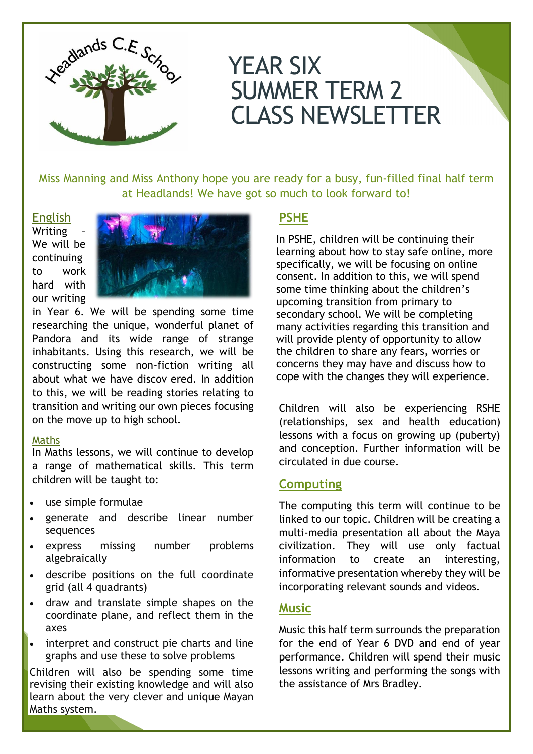# YEAR SIX SUMMER TERM 2 CLASS NEWSLETTER

Miss Manning and Miss Anthony hope you are ready for a busy, fun-filled final half term at Headlands! We have got so much to look forward to!

## English

Writing – We will be continuing to work hard with our writing in Year 6. We will be spending some time researching the unique, wonderful planet of Pandora and its wide range of strange inhabitants. Using this research, we will be constructing some non-fiction writing all about what we have discov ered. In addition to this, we will be reading stories relating to transition and writing our own pieces focusing on the move up to high school.

### Maths

In Maths lessons, we will continue to develop a range of mathematical skills. This term children will be taught to:

- use simple formulae
- generate and describe linear number sequences
- express missing number problems algebraically
- describe positions on the full coordinate grid (all 4 quadrants)
- draw and translate simple shapes on the coordinate plane, and reflect them in the axes
- interpret and construct pie charts and line graphs and use these to solve problems

Children will also be spending some time revising their existing knowledge and will also learn about the very clever and unique Mayan Maths system.

## PSHE

In PSHE, children will be continuing their learning about how to stay safe online, more specifically, we will be focusing on online consent. In addition to this, we will spend some time thinking about the children's upcoming transition from primary to secondary school. We will be completing many activities regarding this transition and will provide plenty of opportunity to allow the children to share any fears, worries or concerns they may have and discuss how to cope with the changes they will experience.

Children will also be experiencing RSHE (relationships, sex and health education) lessons with a focus on growing up (puberty) and conception. Further information will be circulated in due course.

## Computing

The computing this term will continue to be linked to our topic. Children will be creating a multi-media presentation all about the Maya civilization. They will use only factual information to create an interesting, informative presentation whereby they will be incorporating relevant sounds and videos.

## Music

Music this half term surrounds the preparation for the end of Year 6 DVD and end of year performance. Children will spend their music lessons writing and performing the songs with the assistance of Mrs Bradley.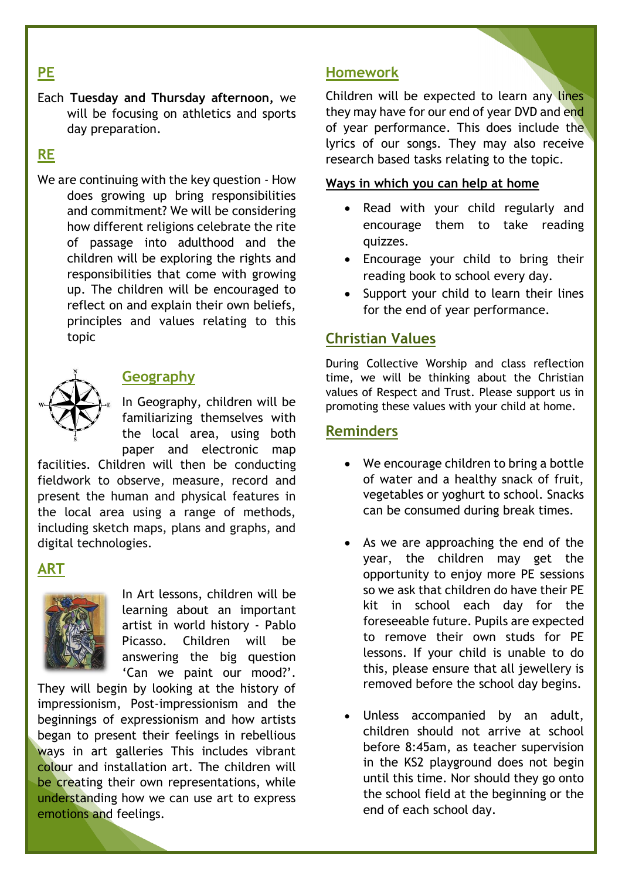## PE

Each **Tuesday and Thursday afternoon,** we will be focusing on athletics and sports day preparation.

## RE

We are continuing with the key question - How does growing up bring responsibilities and commitment? We will be considering how different religions celebrate the rite of passage into adulthood and the children will be exploring the rights and responsibilities that come with growing up. The children will be encouraged to reflect on and explain their own beliefs, principles and values relating to this topic

## Geography

In Geography, children will be familiarizing themselves with the local area, using both paper and electronic map facilities. Children will then be conducting fieldwork to observe, measure, record and present the human and physical features in the local area using a range of methods, including sketch maps, plans and graphs, and digital technologies.

## ART

In Art lessons, children will be learning about an important artist in world history - Pablo Picasso. Children will be answering the big question 'Can we paint our mood?'. They will begin by looking at the history of impressionism, Post-impressionism and the beginnings of expressionism and how artists began to present their feelings in rebellious ways in art galleries This includes vibrant colour and installation art. The children will be creating their own representations, while understanding how we can use art to express emotions and feelings.

## Homework

Children will be expected to learn any lines they may have for our end of year DVD and end of year performance. This does include the lyrics of our songs. They may also receive research based tasks relating to the topic.

**Ways in which you can help at home**

- Read with your child regularly and encourage them to take reading quizzes.
- Encourage your child to bring their reading book to school every day.
- Support your child to learn their lines for the end of year performance.

## Christian Values

During Collective Worship and class reflection time, we will be thinking about the Christian values of Respect and Trust. Please support us in promoting these values with your child at home.

## Reminders

- We encourage children to bring a bottle of water and a healthy snack of fruit, vegetables or yoghurt to school. Snacks can be consumed during break times.
- As we are approaching the end of the year, the children may get the opportunity to enjoy more PE sessions so we ask that children do have their PE kit in school each day for the foreseeable future. Pupils are expected to remove their own studs for PE lessons. If your child is unable to do this, please ensure that all jewellery is removed before the school day begins.
- Unless accompanied by an adult, children should not arrive at school before 8:45am, as teacher supervision in the KS2 playground does not begin until this time. Nor should they go onto the school field at the beginning or the end of each school day.